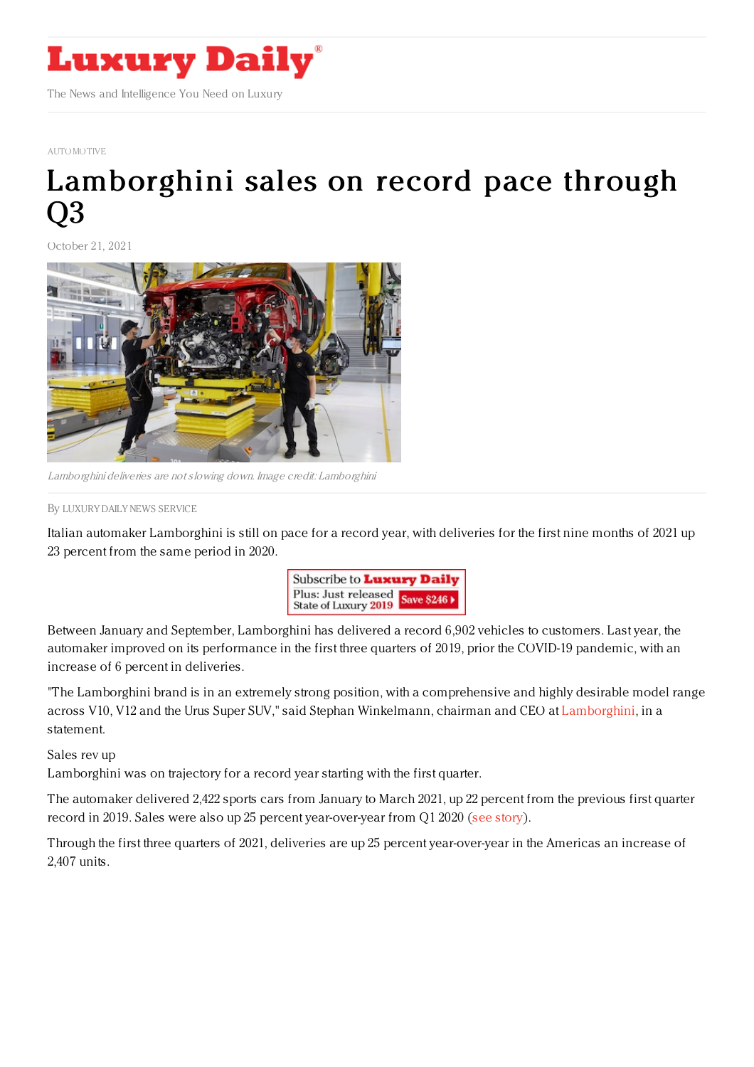AUTOMOTIVE

# Lamborghini sales on record pace through Q3

October 21, 2021

*Lamborghini deliveries are not slowing down. Image credit: Lamborghini*

By LUXURY DAILY NEWS SERVICE

Italian automaker Lamborghini is still on pace for a record year, with deliveries for the first nine months of 2021 up 23 percent from the same period in 2020.

Between January and September, Lamborghini has delivered a record 6,902 vehicles to customers. Last year, the automaker improved on its performance in the first three quarters of 2019, prior the COVID-19 pandemic, with an increase of 6 percent in deliveries.

"The Lamborghini brand is in an extremely strong position, with a comprehensive and highly desirable model range across V10, V12 and the Urus Super SUV," said Stephan Winkelmann, chairman and CEO at Lamborghini, in a statement.

Sales rev up

Lamborghini was on trajectory for a record year starting with the first quarter.

The automaker delivered 2,422 sports cars from January to March 2021, up 22 percent from the previous first quarter record in 2019. Sales were also up 25 percent year-over-year from Q1 2020 (see story).

Through the first three quarters of 2021, deliveries are up 25 percent year-over-year in the Americas an increase of 2,407 units.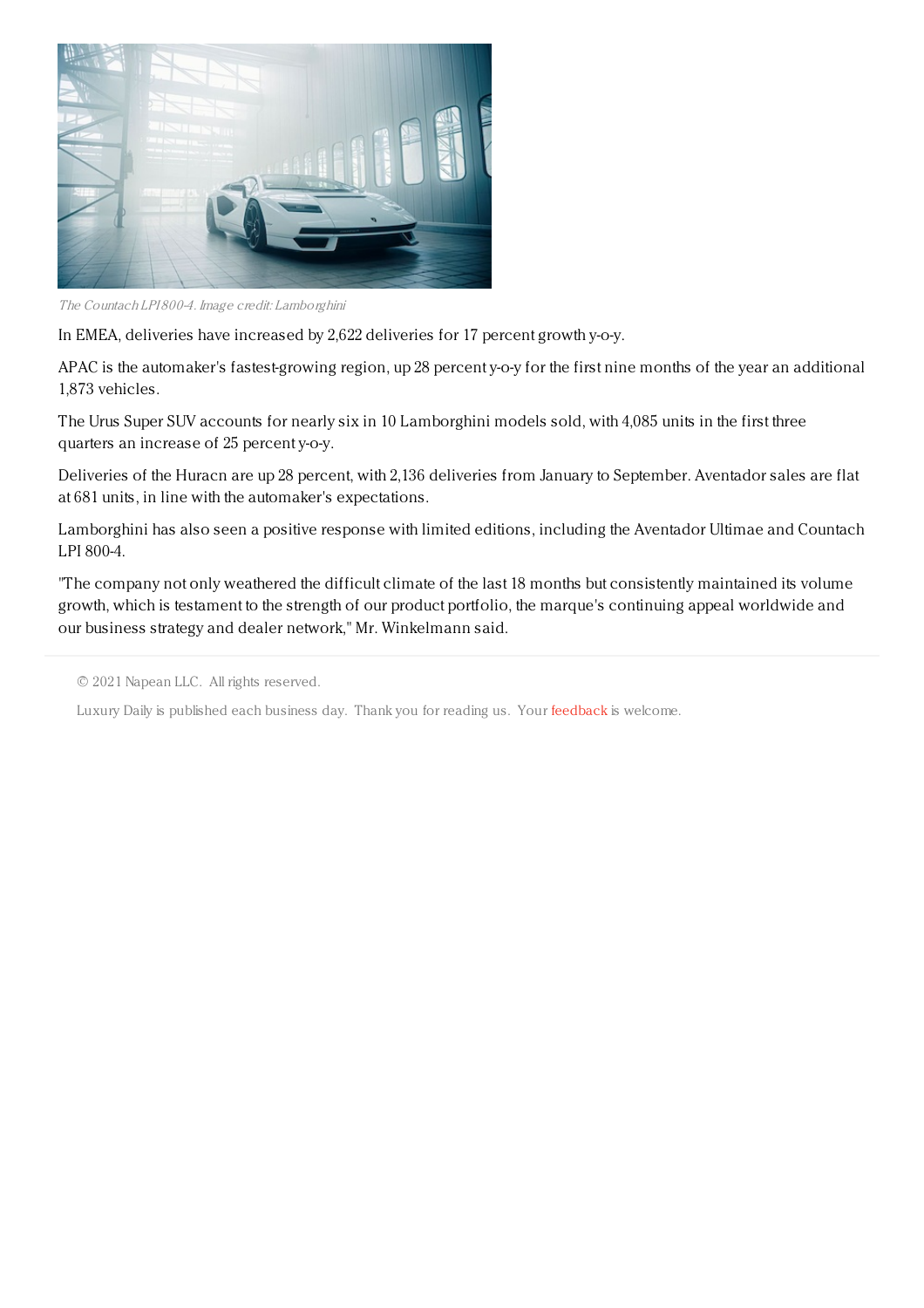*The Countach LPI 800-4. Image credit: Lamborghini*

In EMEA, deliveries have increased by 2,622 deliveries for 17 percent growth y-o-y.

APAC is the automaker's fastest-growing region, up 28 percent y-o-y for the first nine months of the year an additional 1,873 vehicles.

The Urus Super SUV accounts for nearly six in 10 Lamborghini models sold, with 4,085 units in the first three quarters an increase of 25 percent y-o-y.

Deliveries of the Huracn are up 28 percent, with 2,136 deliveries from January to September. Aventador sales are flat at 681 units, in line with the automaker's expectations.

Lamborghini has also seen a positive response with limited editions, including the Aventador Ultimae and Countach LPI 800-4.

"The company not only weathered the difficult climate of the last 18 months but consistently maintained its volume growth, which is testament to the strength of our product portfolio, the marque's continuing appeal worldwide and our business strategy and dealer network," Mr. Winkelmann said.

© 2021 Napean LLC. All rights reserved.

Luxury Daily is published each business day. Thank you for reading us. Your feedback is welcome.